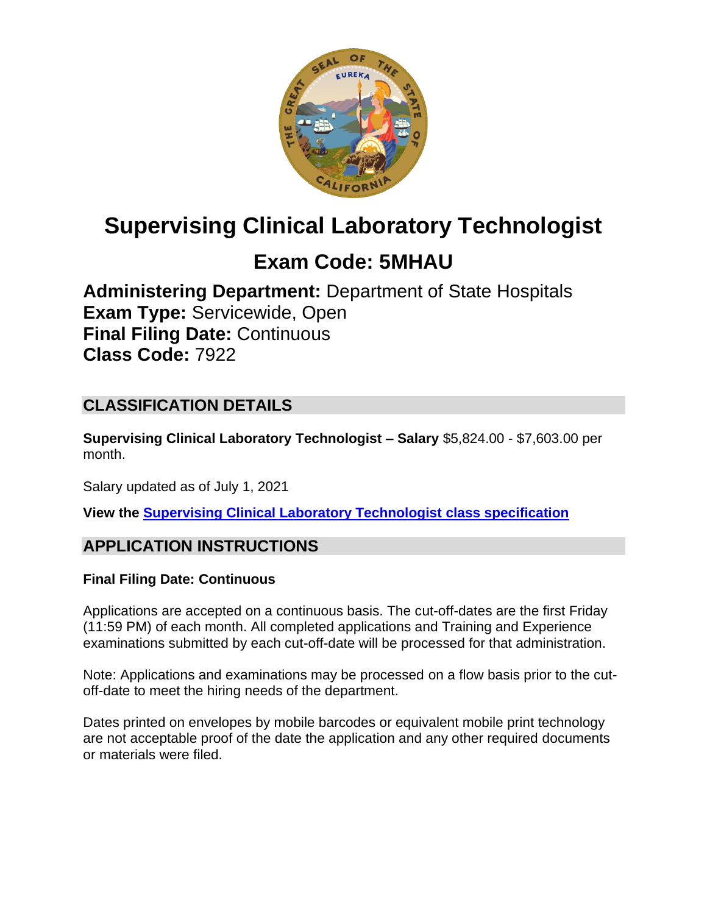# Supervising Clinical Laboratory Technologist

## Exam Code: 5MHAU

**Administering Department:** Department of State Hospitals
**Exam Type:** Servicewide, Open
**Final Filing Date:** Continuous
**Class Code:** 7922

## CLASSIFICATION DETAILS

**Supervising Clinical Laboratory Technologist – Salary** $5,824.00 - $7,603.00 per month.

Salary updated as of July 1, 2021

**View the** **Supervising Clinical Laboratory Technologist class specification**

## APPLICATION INSTRUCTIONS

**Final Filing Date: Continuous**

Applications are accepted on a continuous basis. The cut-off-dates are the first Friday (11:59 PM) of each month. All completed applications and Training and Experience examinations submitted by each cut-off-date will be processed for that administration.

Note: Applications and examinations may be processed on a flow basis prior to the cut-off-date to meet the hiring needs of the department.

Dates printed on envelopes by mobile barcodes or equivalent mobile print technology are not acceptable proof of the date the application and any other required documents or materials were filed.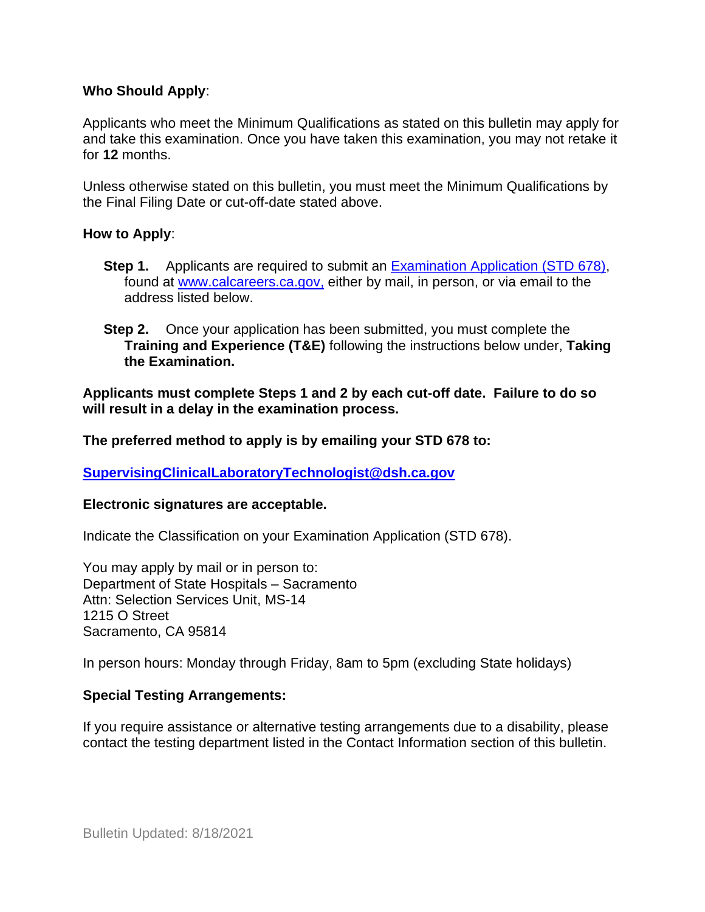**Who Should Apply**:

Applicants who meet the Minimum Qualifications as stated on this bulletin may apply for and take this examination. Once you have taken this examination, you may not retake it for **12** months.

Unless otherwise stated on this bulletin, you must meet the Minimum Qualifications by the Final Filing Date or cut-off-date stated above.

**How to Apply**:

**Step 1.** Applicants are required to submit an [Examination Application (STD 678)](), found at [www.calcareers.ca.gov,]() either by mail, in person, or via email to the address listed below.

**Step 2.** Once your application has been submitted, you must complete the **Training and Experience (T&E)** following the instructions below under, **Taking the Examination.**

**Applicants must complete Steps 1 and 2 by each cut-off date. Failure to do so will result in a delay in the examination process.**

**The preferred method to apply is by emailing your STD 678 to:**

**SupervisingClinicalLaboratoryTechnologist@dsh.ca.gov**

**Electronic signatures are acceptable.**

Indicate the Classification on your Examination Application (STD 678).

You may apply by mail or in person to:
Department of State Hospitals – Sacramento
Attn: Selection Services Unit, MS-14
1215 O Street
Sacramento, CA 95814

In person hours: Monday through Friday, 8am to 5pm (excluding State holidays)

**Special Testing Arrangements:**

If you require assistance or alternative testing arrangements due to a disability, please contact the testing department listed in the Contact Information section of this bulletin.

Bulletin Updated: 8/18/2021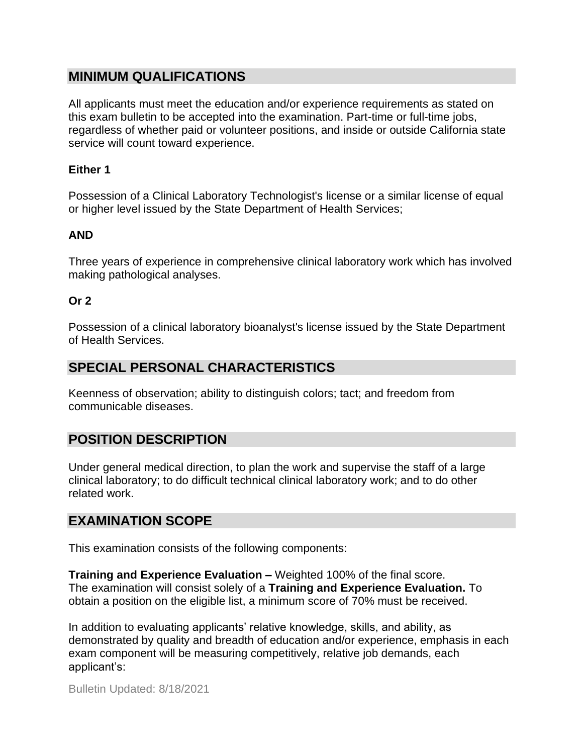## MINIMUM QUALIFICATIONS

All applicants must meet the education and/or experience requirements as stated on this exam bulletin to be accepted into the examination. Part-time or full-time jobs, regardless of whether paid or volunteer positions, and inside or outside California state service will count toward experience.

**Either 1**

Possession of a Clinical Laboratory Technologist's license or a similar license of equal or higher level issued by the State Department of Health Services;

**AND**

Three years of experience in comprehensive clinical laboratory work which has involved making pathological analyses.

**Or 2**

Possession of a clinical laboratory bioanalyst's license issued by the State Department of Health Services.

## SPECIAL PERSONAL CHARACTERISTICS

Keenness of observation; ability to distinguish colors; tact; and freedom from communicable diseases.

## POSITION DESCRIPTION

Under general medical direction, to plan the work and supervise the staff of a large clinical laboratory; to do difficult technical clinical laboratory work; and to do other related work.

## EXAMINATION SCOPE

This examination consists of the following components:

**Training and Experience Evaluation –** Weighted 100% of the final score.
The examination will consist solely of a **Training and Experience Evaluation.** To obtain a position on the eligible list, a minimum score of 70% must be received.

In addition to evaluating applicants' relative knowledge, skills, and ability, as demonstrated by quality and breadth of education and/or experience, emphasis in each exam component will be measuring competitively, relative job demands, each applicant's:

Bulletin Updated: 8/18/2021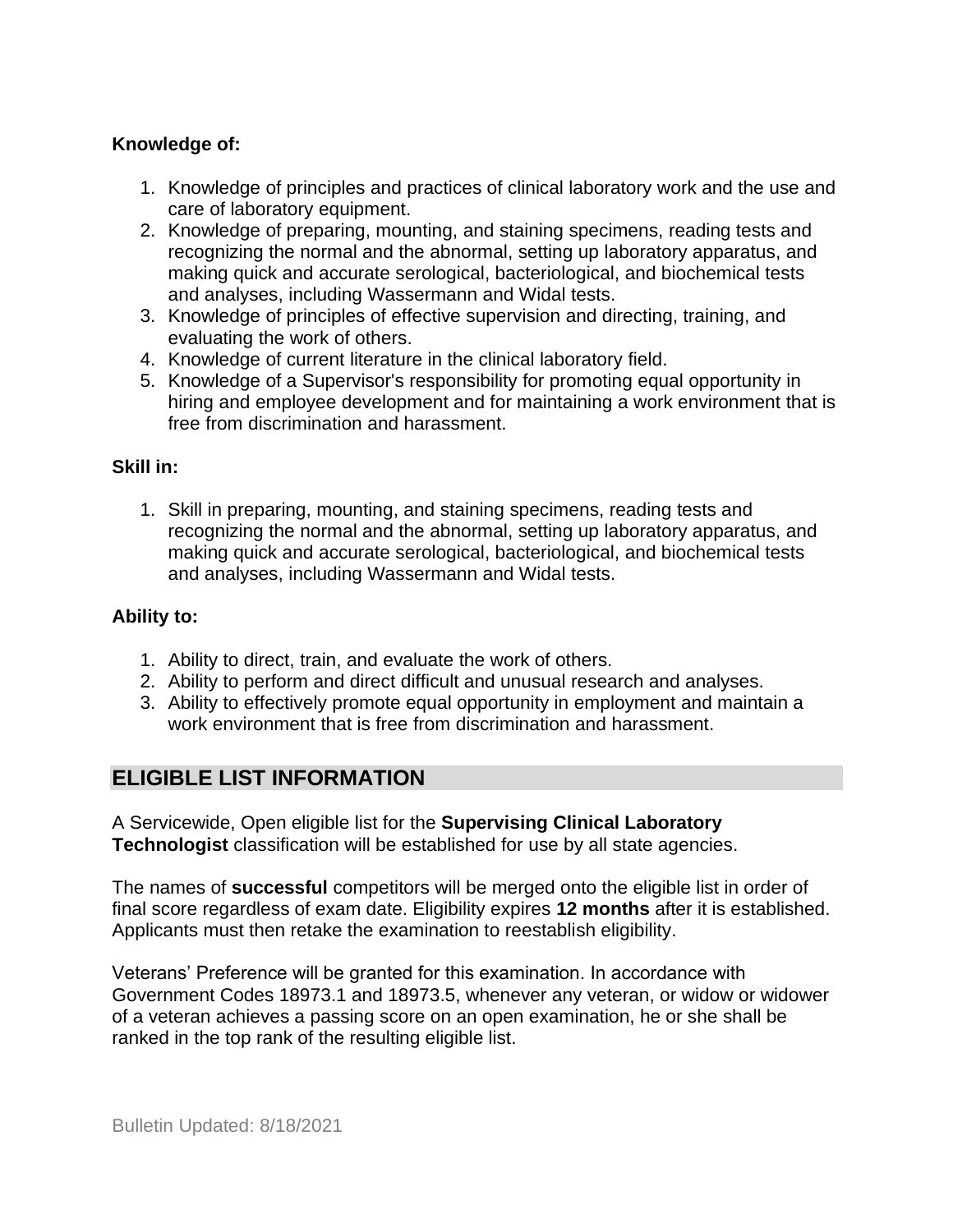**Knowledge of:**

1. Knowledge of principles and practices of clinical laboratory work and the use and care of laboratory equipment.
2. Knowledge of preparing, mounting, and staining specimens, reading tests and recognizing the normal and the abnormal, setting up laboratory apparatus, and making quick and accurate serological, bacteriological, and biochemical tests and analyses, including Wassermann and Widal tests.
3. Knowledge of principles of effective supervision and directing, training, and evaluating the work of others.
4. Knowledge of current literature in the clinical laboratory field.
5. Knowledge of a Supervisor's responsibility for promoting equal opportunity in hiring and employee development and for maintaining a work environment that is free from discrimination and harassment.

**Skill in:**

1. Skill in preparing, mounting, and staining specimens, reading tests and recognizing the normal and the abnormal, setting up laboratory apparatus, and making quick and accurate serological, bacteriological, and biochemical tests and analyses, including Wassermann and Widal tests.

**Ability to:**

1. Ability to direct, train, and evaluate the work of others.
2. Ability to perform and direct difficult and unusual research and analyses.
3. Ability to effectively promote equal opportunity in employment and maintain a work environment that is free from discrimination and harassment.

## ELIGIBLE LIST INFORMATION

A Servicewide, Open eligible list for the **Supervising Clinical Laboratory Technologist** classification will be established for use by all state agencies.

The names of **successful** competitors will be merged onto the eligible list in order of final score regardless of exam date. Eligibility expires **12 months** after it is established. Applicants must then retake the examination to reestablish eligibility.

Veterans' Preference will be granted for this examination. In accordance with Government Codes 18973.1 and 18973.5, whenever any veteran, or widow or widower of a veteran achieves a passing score on an open examination, he or she shall be ranked in the top rank of the resulting eligible list.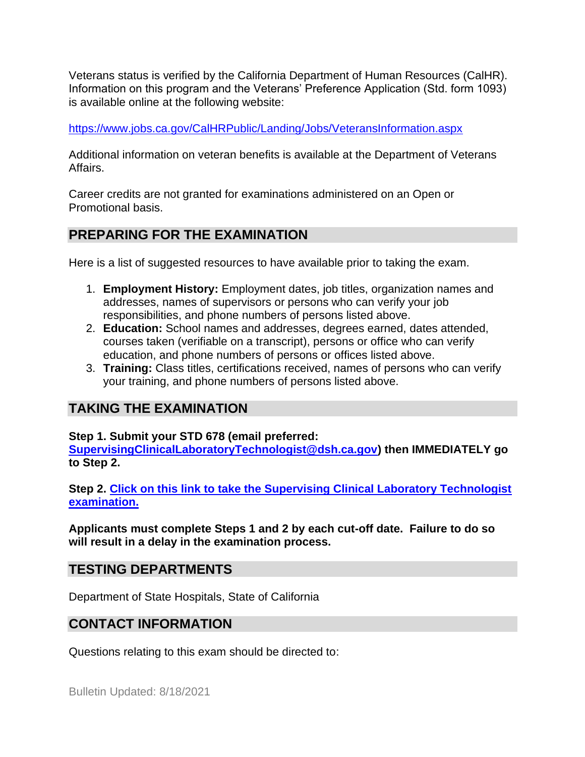Veterans status is verified by the California Department of Human Resources (CalHR). Information on this program and the Veterans' Preference Application (Std. form 1093) is available online at the following website:

https://www.jobs.ca.gov/CalHRPublic/Landing/Jobs/VeteransInformation.aspx

Additional information on veteran benefits is available at the Department of Veterans Affairs.

Career credits are not granted for examinations administered on an Open or Promotional basis.

## PREPARING FOR THE EXAMINATION

Here is a list of suggested resources to have available prior to taking the exam.

1. **Employment History:** Employment dates, job titles, organization names and addresses, names of supervisors or persons who can verify your job responsibilities, and phone numbers of persons listed above.
2. **Education:** School names and addresses, degrees earned, dates attended, courses taken (verifiable on a transcript), persons or office who can verify education, and phone numbers of persons or offices listed above.
3. **Training:** Class titles, certifications received, names of persons who can verify your training, and phone numbers of persons listed above.

## TAKING THE EXAMINATION

**Step 1. Submit your STD 678 (email preferred: SupervisingClinicalLaboratoryTechnologist@dsh.ca.gov) then IMMEDIATELY go to Step 2.**

**Step 2. Click on this link to take the Supervising Clinical Laboratory Technologist examination.**

**Applicants must complete Steps 1 and 2 by each cut-off date. Failure to do so will result in a delay in the examination process.**

## TESTING DEPARTMENTS

Department of State Hospitals, State of California

## CONTACT INFORMATION

Questions relating to this exam should be directed to: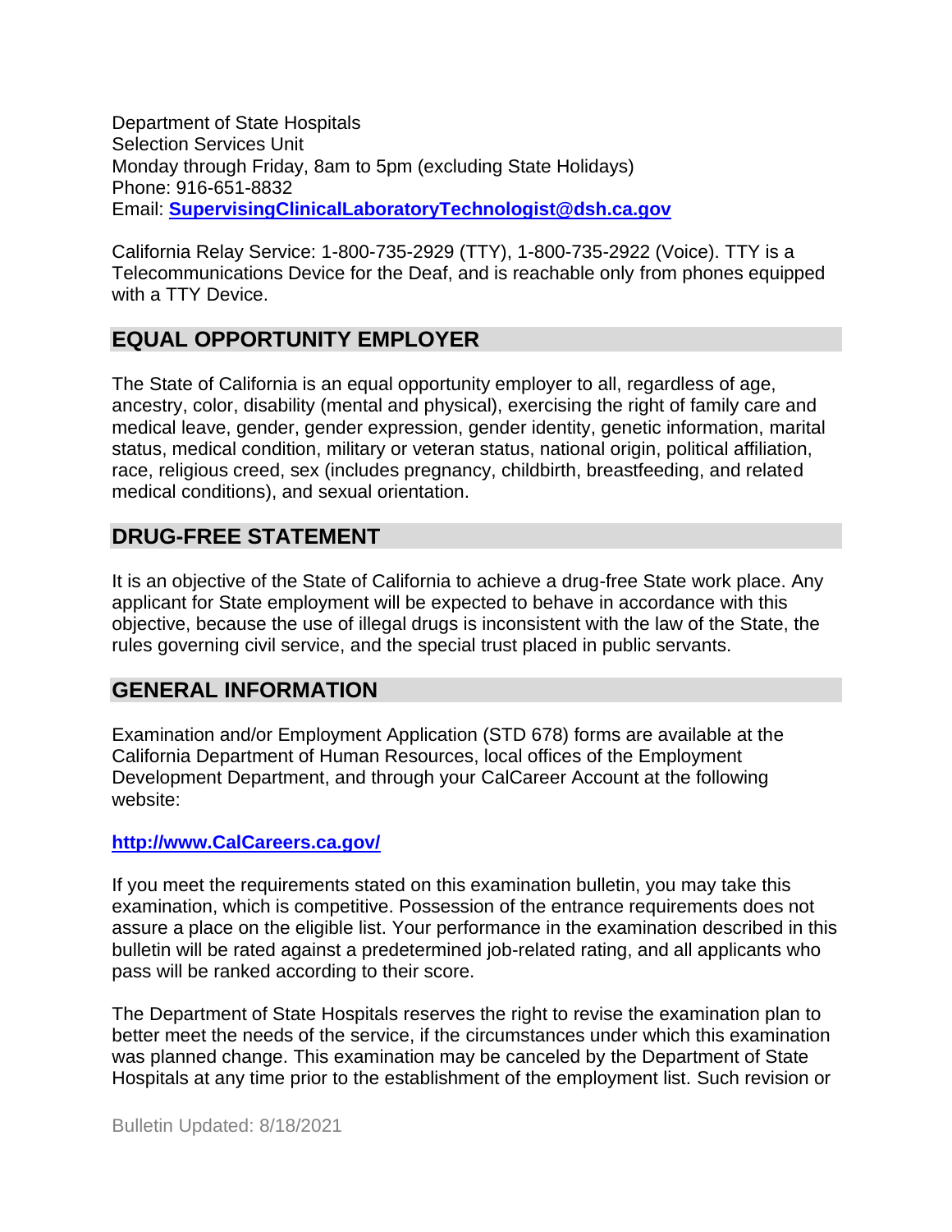Department of State Hospitals
Selection Services Unit
Monday through Friday, 8am to 5pm (excluding State Holidays)
Phone: 916-651-8832
Email: **SupervisingClinicalLaboratoryTechnologist@dsh.ca.gov**

California Relay Service: 1-800-735-2929 (TTY), 1-800-735-2922 (Voice). TTY is a Telecommunications Device for the Deaf, and is reachable only from phones equipped with a TTY Device.

## EQUAL OPPORTUNITY EMPLOYER

The State of California is an equal opportunity employer to all, regardless of age, ancestry, color, disability (mental and physical), exercising the right of family care and medical leave, gender, gender expression, gender identity, genetic information, marital status, medical condition, military or veteran status, national origin, political affiliation, race, religious creed, sex (includes pregnancy, childbirth, breastfeeding, and related medical conditions), and sexual orientation.

## DRUG-FREE STATEMENT

It is an objective of the State of California to achieve a drug-free State work place. Any applicant for State employment will be expected to behave in accordance with this objective, because the use of illegal drugs is inconsistent with the law of the State, the rules governing civil service, and the special trust placed in public servants.

## GENERAL INFORMATION

Examination and/or Employment Application (STD 678) forms are available at the California Department of Human Resources, local offices of the Employment Development Department, and through your CalCareer Account at the following website:

**http://www.CalCareers.ca.gov/**

If you meet the requirements stated on this examination bulletin, you may take this examination, which is competitive. Possession of the entrance requirements does not assure a place on the eligible list. Your performance in the examination described in this bulletin will be rated against a predetermined job-related rating, and all applicants who pass will be ranked according to their score.

The Department of State Hospitals reserves the right to revise the examination plan to better meet the needs of the service, if the circumstances under which this examination was planned change. This examination may be canceled by the Department of State Hospitals at any time prior to the establishment of the employment list. Such revision or

Bulletin Updated: 8/18/2021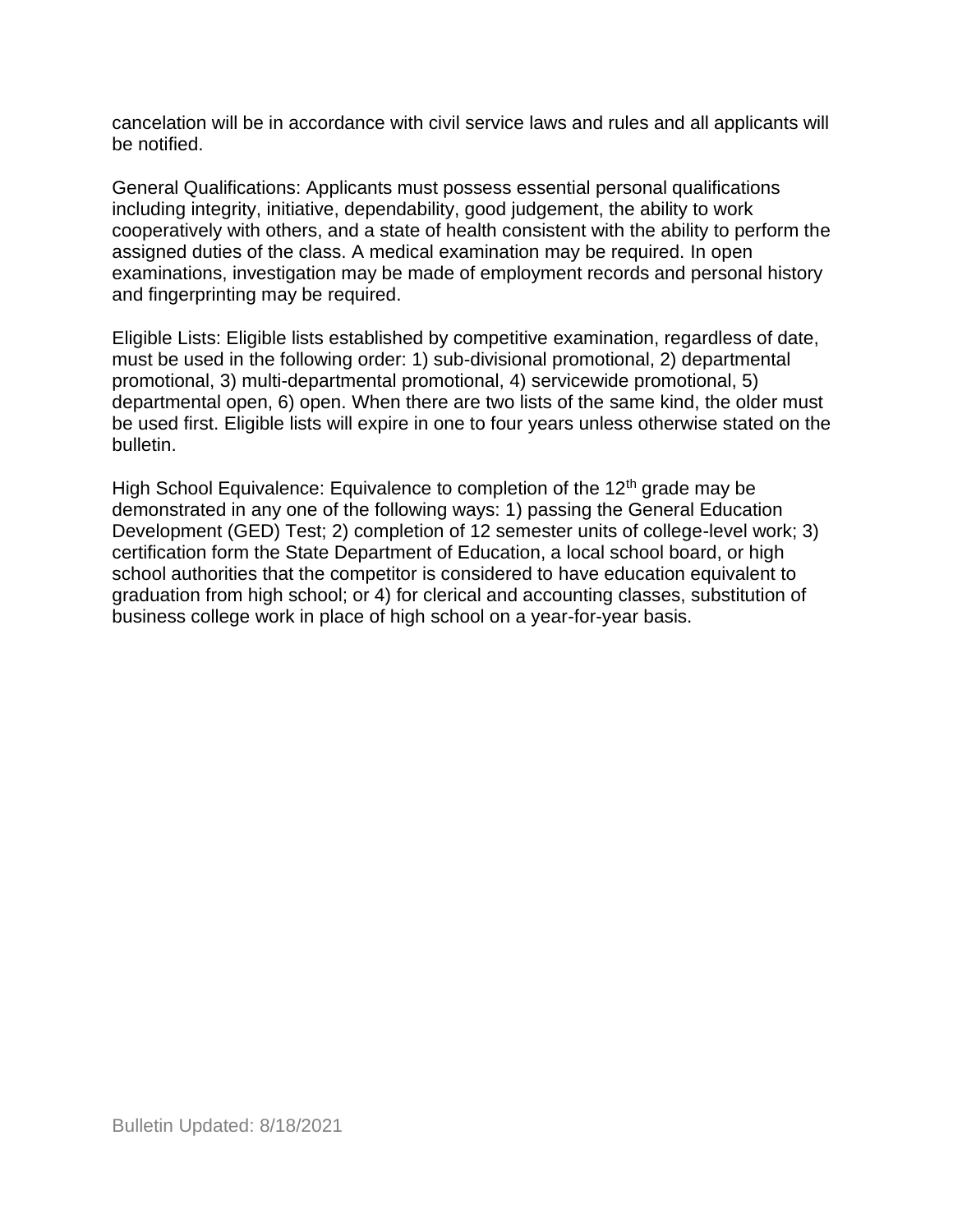cancelation will be in accordance with civil service laws and rules and all applicants will be notified.

General Qualifications: Applicants must possess essential personal qualifications including integrity, initiative, dependability, good judgement, the ability to work cooperatively with others, and a state of health consistent with the ability to perform the assigned duties of the class. A medical examination may be required. In open examinations, investigation may be made of employment records and personal history and fingerprinting may be required.

Eligible Lists: Eligible lists established by competitive examination, regardless of date, must be used in the following order: 1) sub-divisional promotional, 2) departmental promotional, 3) multi-departmental promotional, 4) servicewide promotional, 5) departmental open, 6) open. When there are two lists of the same kind, the older must be used first. Eligible lists will expire in one to four years unless otherwise stated on the bulletin.

High School Equivalence: Equivalence to completion of the 12th grade may be demonstrated in any one of the following ways: 1) passing the General Education Development (GED) Test; 2) completion of 12 semester units of college-level work; 3) certification form the State Department of Education, a local school board, or high school authorities that the competitor is considered to have education equivalent to graduation from high school; or 4) for clerical and accounting classes, substitution of business college work in place of high school on a year-for-year basis.

Bulletin Updated: 8/18/2021